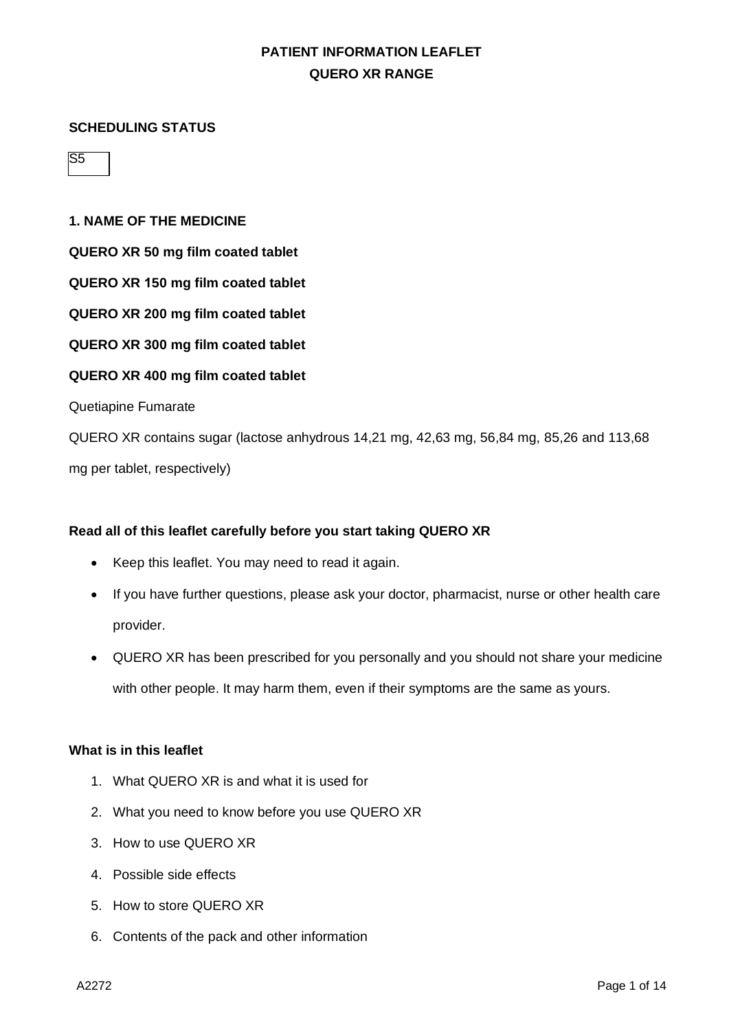# PATIENT INFORMATION LEAFLET

## QUERO XR RANGE

**SCHEDULING STATUS**

S5

**1. NAME OF THE MEDICINE**

**QUERO XR 50 mg film coated tablet**

**QUERO XR 150 mg film coated tablet**

**QUERO XR 200 mg film coated tablet**

**QUERO XR 300 mg film coated tablet**

**QUERO XR 400 mg film coated tablet**

Quetiapine Fumarate

QUERO XR contains sugar (lactose anhydrous 14,21 mg, 42,63 mg, 56,84 mg, 85,26 and 113,68 mg per tablet, respectively)

**Read all of this leaflet carefully before you start taking QUERO XR**

- Keep this leaflet. You may need to read it again.
- If you have further questions, please ask your doctor, pharmacist, nurse or other health care provider.
- QUERO XR has been prescribed for you personally and you should not share your medicine with other people. It may harm them, even if their symptoms are the same as yours.

**What is in this leaflet**

1. What QUERO XR is and what it is used for
2. What you need to know before you use QUERO XR
3. How to use QUERO XR
4. Possible side effects
5. How to store QUERO XR
6. Contents of the pack and other information

A2272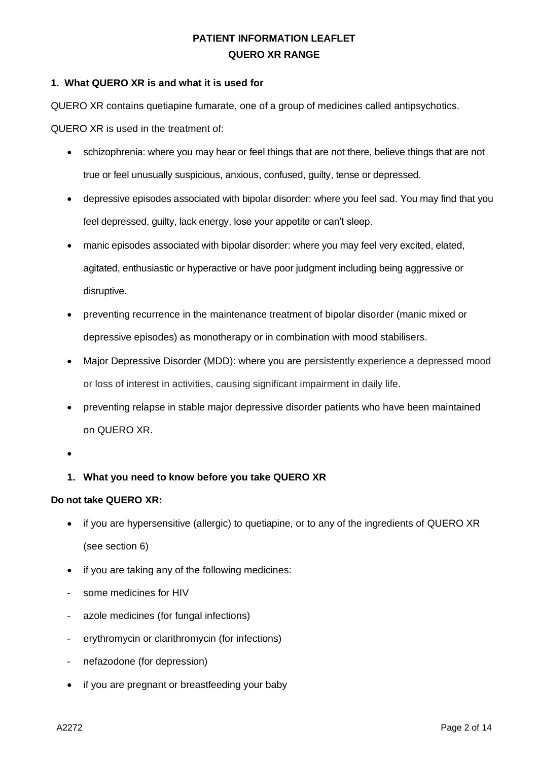**PATIENT INFORMATION LEAFLET**

**QUERO XR RANGE**

## 1. What QUERO XR is and what it is used for

QUERO XR contains quetiapine fumarate, one of a group of medicines called antipsychotics.

QUERO XR is used in the treatment of:

- schizophrenia: where you may hear or feel things that are not there, believe things that are not true or feel unusually suspicious, anxious, confused, guilty, tense or depressed.
- depressive episodes associated with bipolar disorder: where you feel sad. You may find that you feel depressed, guilty, lack energy, lose your appetite or can't sleep.
- manic episodes associated with bipolar disorder: where you may feel very excited, elated, agitated, enthusiastic or hyperactive or have poor judgment including being aggressive or disruptive.
- preventing recurrence in the maintenance treatment of bipolar disorder (manic mixed or depressive episodes) as monotherapy or in combination with mood stabilisers.
- Major Depressive Disorder (MDD): where you are persistently experience a depressed mood or loss of interest in activities, causing significant impairment in daily life.
- preventing relapse in stable major depressive disorder patients who have been maintained on QUERO XR.
-

## 1. What you need to know before you take QUERO XR

**Do not take QUERO XR:**

- if you are hypersensitive (allergic) to quetiapine, or to any of the ingredients of QUERO XR (see section 6)
- if you are taking any of the following medicines:
  - some medicines for HIV
  - azole medicines (for fungal infections)
  - erythromycin or clarithromycin (for infections)
  - nefazodone (for depression)
- if you are pregnant or breastfeeding your baby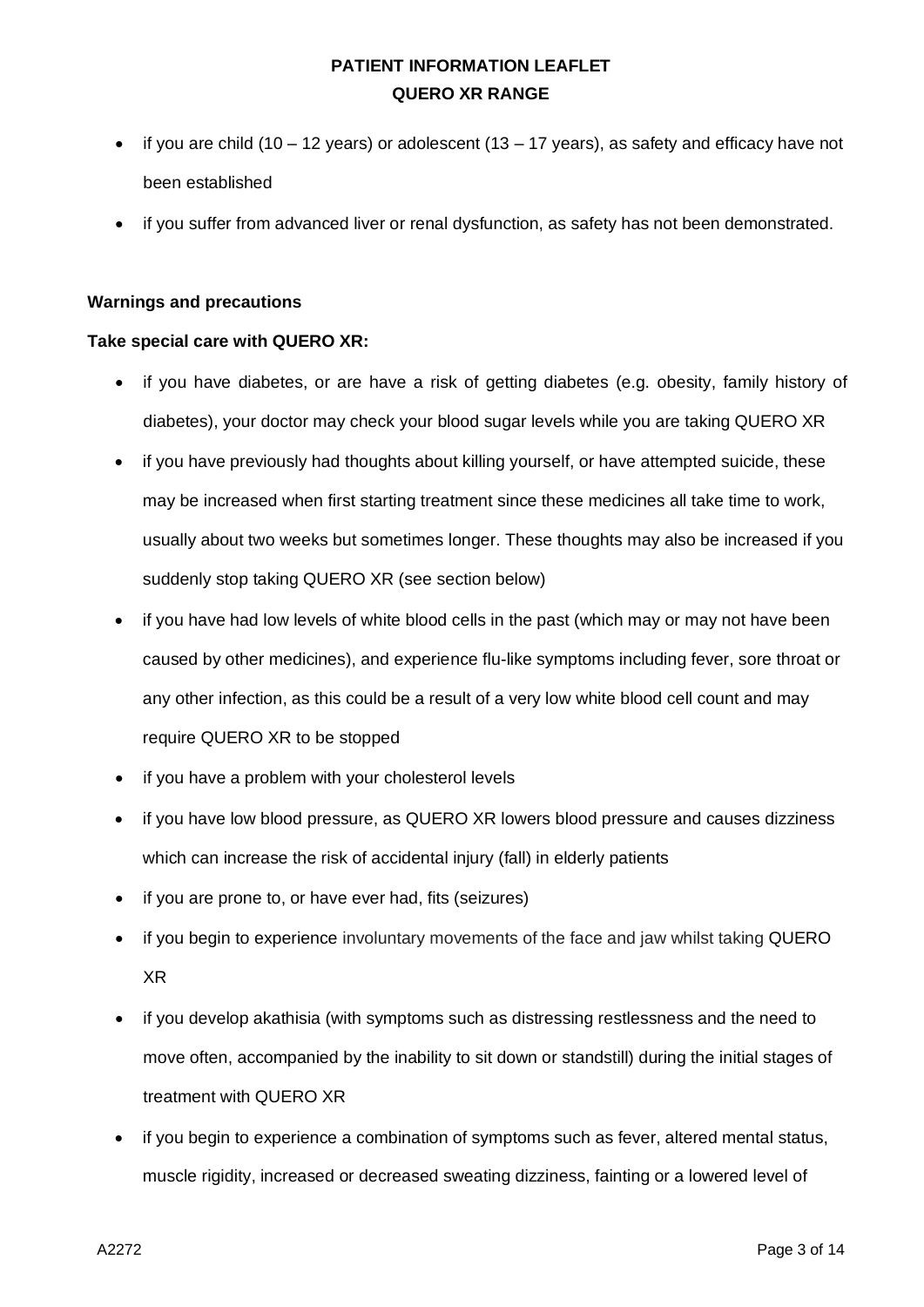- if you are child (10 – 12 years) or adolescent (13 – 17 years), as safety and efficacy have not been established
- if you suffer from advanced liver or renal dysfunction, as safety has not been demonstrated.

**Warnings and precautions**

**Take special care with QUERO XR:**

- if you have diabetes, or are have a risk of getting diabetes (e.g. obesity, family history of diabetes), your doctor may check your blood sugar levels while you are taking QUERO XR
- if you have previously had thoughts about killing yourself, or have attempted suicide, these may be increased when first starting treatment since these medicines all take time to work, usually about two weeks but sometimes longer. These thoughts may also be increased if you suddenly stop taking QUERO XR (see section below)
- if you have had low levels of white blood cells in the past (which may or may not have been caused by other medicines), and experience flu-like symptoms including fever, sore throat or any other infection, as this could be a result of a very low white blood cell count and may require QUERO XR to be stopped
- if you have a problem with your cholesterol levels
- if you have low blood pressure, as QUERO XR lowers blood pressure and causes dizziness which can increase the risk of accidental injury (fall) in elderly patients
- if you are prone to, or have ever had, fits (seizures)
- if you begin to experience involuntary movements of the face and jaw whilst taking QUERO XR
- if you develop akathisia (with symptoms such as distressing restlessness and the need to move often, accompanied by the inability to sit down or standstill) during the initial stages of treatment with QUERO XR
- if you begin to experience a combination of symptoms such as fever, altered mental status, muscle rigidity, increased or decreased sweating dizziness, fainting or a lowered level of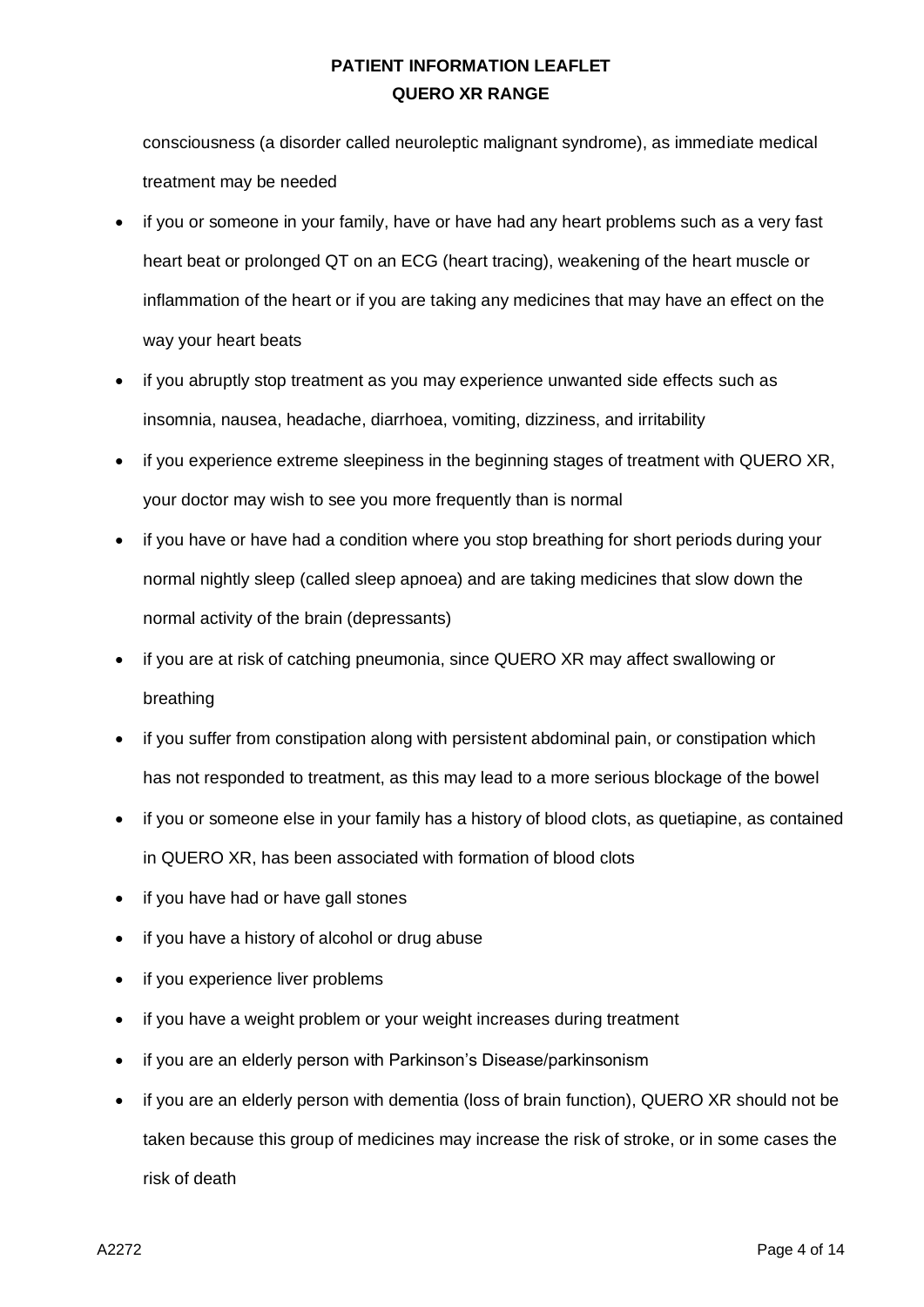consciousness (a disorder called neuroleptic malignant syndrome), as immediate medical treatment may be needed

- if you or someone in your family, have or have had any heart problems such as a very fast heart beat or prolonged QT on an ECG (heart tracing), weakening of the heart muscle or inflammation of the heart or if you are taking any medicines that may have an effect on the way your heart beats
- if you abruptly stop treatment as you may experience unwanted side effects such as insomnia, nausea, headache, diarrhoea, vomiting, dizziness, and irritability
- if you experience extreme sleepiness in the beginning stages of treatment with QUERO XR, your doctor may wish to see you more frequently than is normal
- if you have or have had a condition where you stop breathing for short periods during your normal nightly sleep (called sleep apnoea) and are taking medicines that slow down the normal activity of the brain (depressants)
- if you are at risk of catching pneumonia, since QUERO XR may affect swallowing or breathing
- if you suffer from constipation along with persistent abdominal pain, or constipation which has not responded to treatment, as this may lead to a more serious blockage of the bowel
- if you or someone else in your family has a history of blood clots, as quetiapine, as contained in QUERO XR, has been associated with formation of blood clots
- if you have had or have gall stones
- if you have a history of alcohol or drug abuse
- if you experience liver problems
- if you have a weight problem or your weight increases during treatment
- if you are an elderly person with Parkinson's Disease/parkinsonism
- if you are an elderly person with dementia (loss of brain function), QUERO XR should not be taken because this group of medicines may increase the risk of stroke, or in some cases the risk of death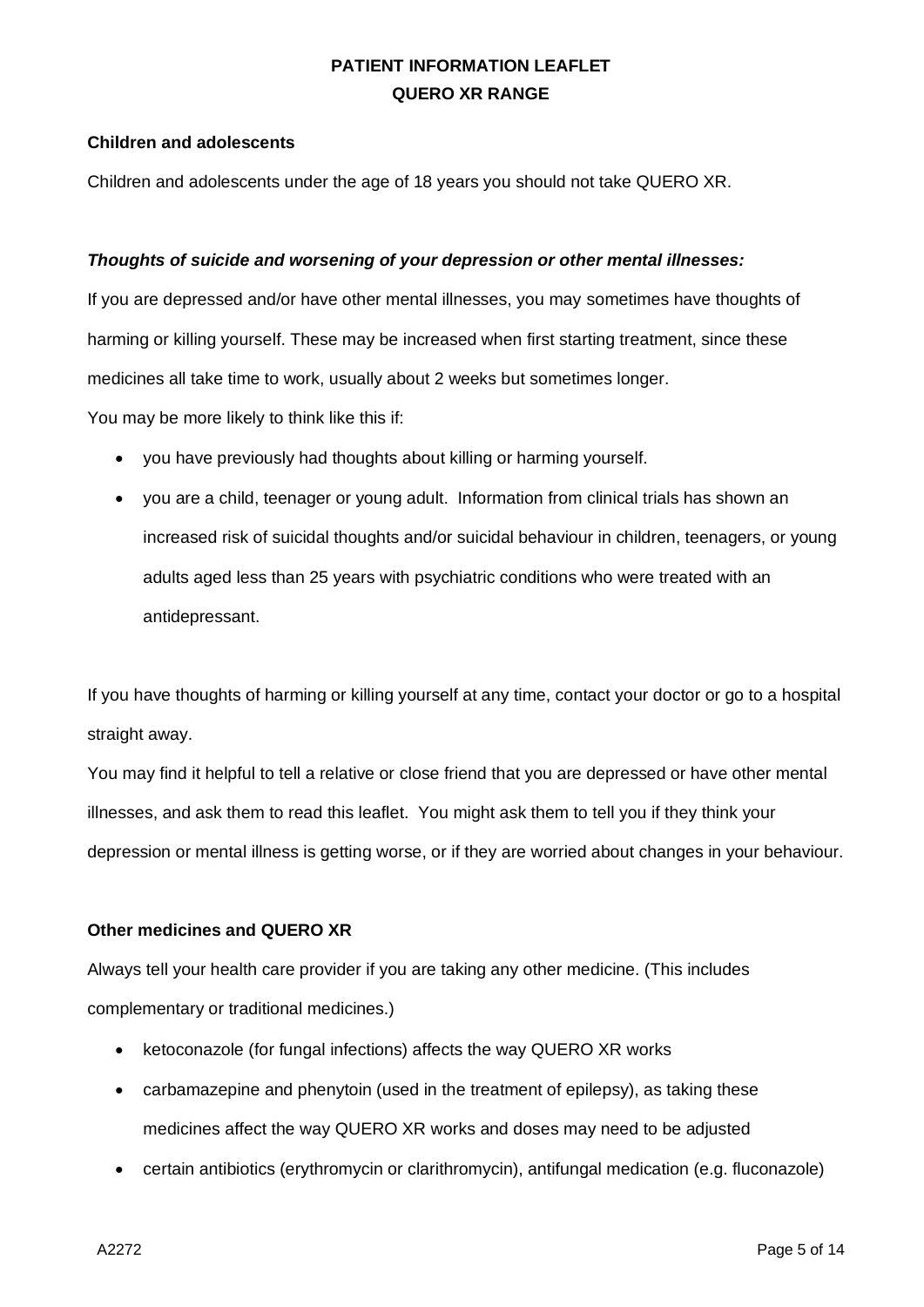**Children and adolescents**

Children and adolescents under the age of 18 years you should not take QUERO XR.

***Thoughts of suicide and worsening of your depression or other mental illnesses:***

If you are depressed and/or have other mental illnesses, you may sometimes have thoughts of harming or killing yourself. These may be increased when first starting treatment, since these medicines all take time to work, usually about 2 weeks but sometimes longer.

You may be more likely to think like this if:

- you have previously had thoughts about killing or harming yourself.
- you are a child, teenager or young adult. Information from clinical trials has shown an increased risk of suicidal thoughts and/or suicidal behaviour in children, teenagers, or young adults aged less than 25 years with psychiatric conditions who were treated with an antidepressant.

If you have thoughts of harming or killing yourself at any time, contact your doctor or go to a hospital straight away.

You may find it helpful to tell a relative or close friend that you are depressed or have other mental illnesses, and ask them to read this leaflet. You might ask them to tell you if they think your depression or mental illness is getting worse, or if they are worried about changes in your behaviour.

**Other medicines and QUERO XR**

Always tell your health care provider if you are taking any other medicine. (This includes complementary or traditional medicines.)

- ketoconazole (for fungal infections) affects the way QUERO XR works
- carbamazepine and phenytoin (used in the treatment of epilepsy), as taking these medicines affect the way QUERO XR works and doses may need to be adjusted
- certain antibiotics (erythromycin or clarithromycin), antifungal medication (e.g. fluconazole)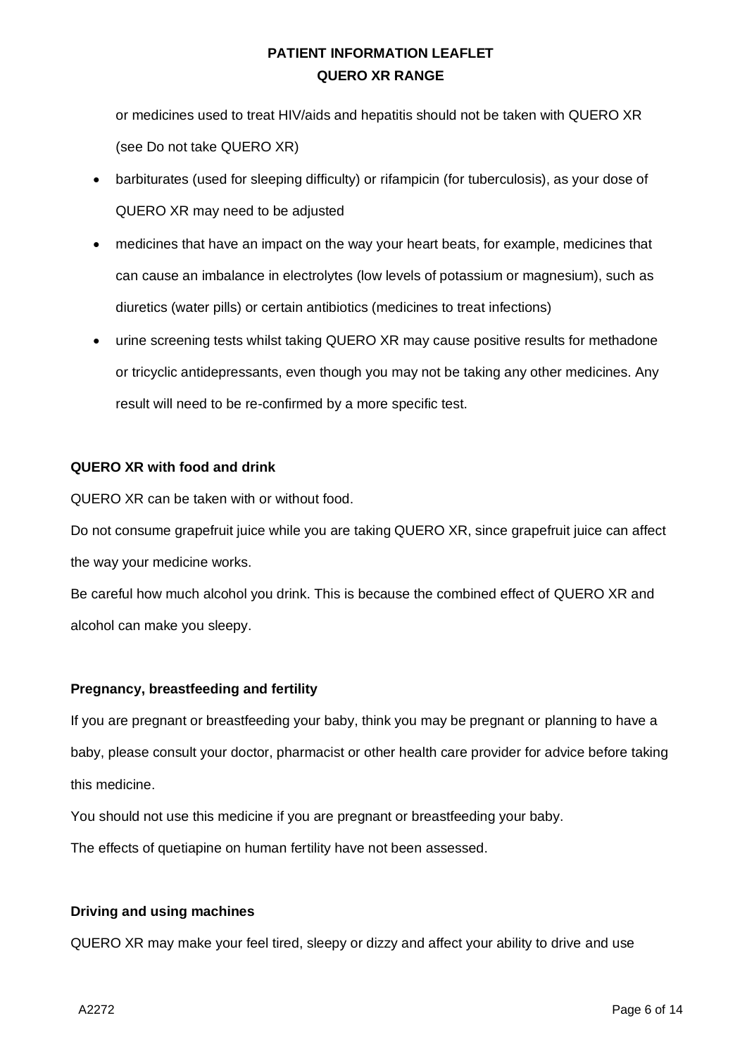or medicines used to treat HIV/aids and hepatitis should not be taken with QUERO XR (see Do not take QUERO XR)

- barbiturates (used for sleeping difficulty) or rifampicin (for tuberculosis), as your dose of QUERO XR may need to be adjusted
- medicines that have an impact on the way your heart beats, for example, medicines that can cause an imbalance in electrolytes (low levels of potassium or magnesium), such as diuretics (water pills) or certain antibiotics (medicines to treat infections)
- urine screening tests whilst taking QUERO XR may cause positive results for methadone or tricyclic antidepressants, even though you may not be taking any other medicines. Any result will need to be re-confirmed by a more specific test.

**QUERO XR with food and drink**

QUERO XR can be taken with or without food.

Do not consume grapefruit juice while you are taking QUERO XR, since grapefruit juice can affect the way your medicine works.

Be careful how much alcohol you drink. This is because the combined effect of QUERO XR and alcohol can make you sleepy.

**Pregnancy, breastfeeding and fertility**

If you are pregnant or breastfeeding your baby, think you may be pregnant or planning to have a baby, please consult your doctor, pharmacist or other health care provider for advice before taking this medicine.

You should not use this medicine if you are pregnant or breastfeeding your baby.

The effects of quetiapine on human fertility have not been assessed.

**Driving and using machines**

QUERO XR may make your feel tired, sleepy or dizzy and affect your ability to drive and use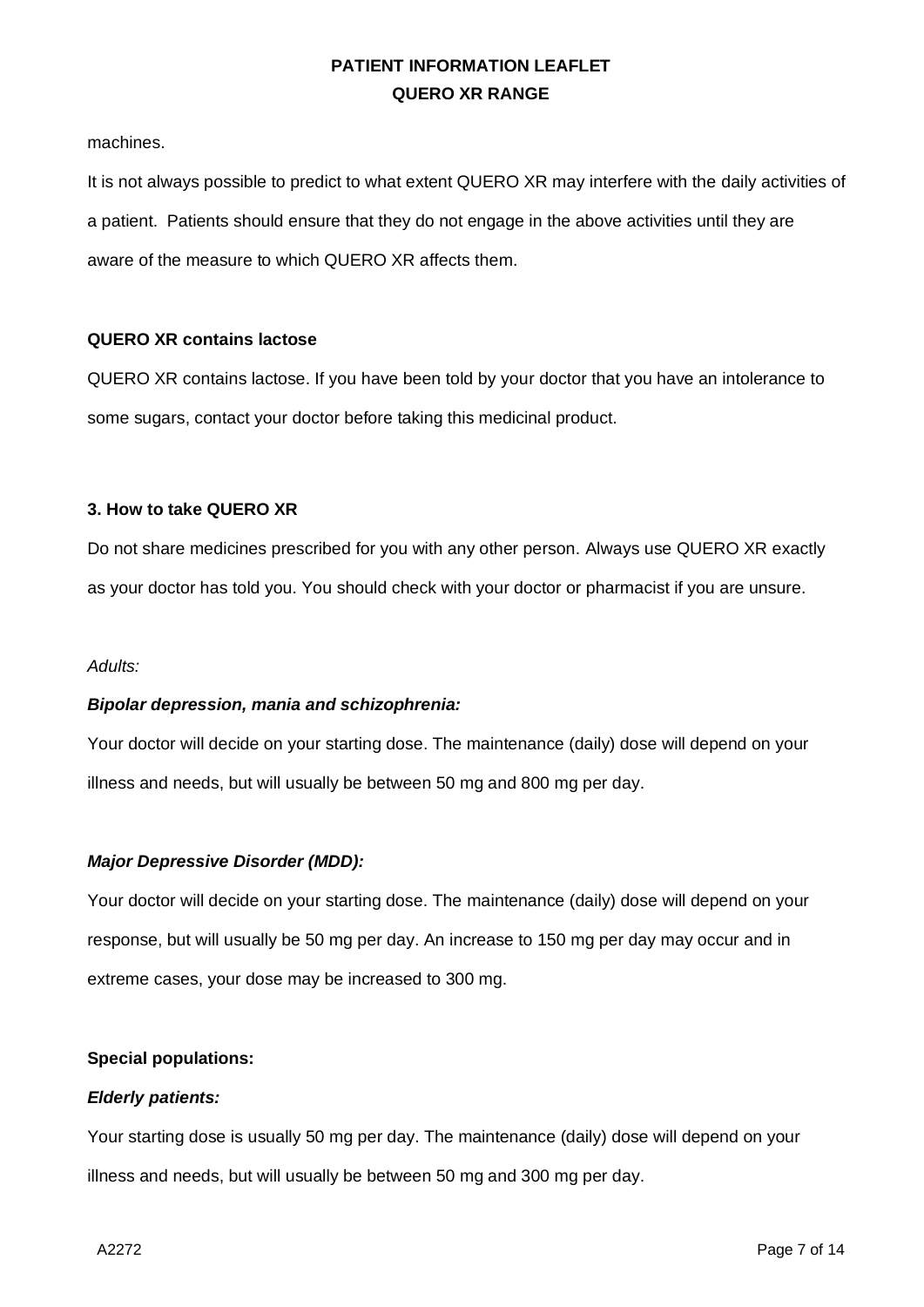machines.

It is not always possible to predict to what extent QUERO XR may interfere with the daily activities of a patient. Patients should ensure that they do not engage in the above activities until they are aware of the measure to which QUERO XR affects them.

**QUERO XR contains lactose**

QUERO XR contains lactose. If you have been told by your doctor that you have an intolerance to some sugars, contact your doctor before taking this medicinal product.

## 3. How to take QUERO XR

Do not share medicines prescribed for you with any other person. Always use QUERO XR exactly as your doctor has told you. You should check with your doctor or pharmacist if you are unsure.

*Adults:*

***Bipolar depression, mania and schizophrenia:***

Your doctor will decide on your starting dose. The maintenance (daily) dose will depend on your illness and needs, but will usually be between 50 mg and 800 mg per day.

***Major Depressive Disorder (MDD):***

Your doctor will decide on your starting dose. The maintenance (daily) dose will depend on your response, but will usually be 50 mg per day. An increase to 150 mg per day may occur and in extreme cases, your dose may be increased to 300 mg.

**Special populations:**

***Elderly patients:***

Your starting dose is usually 50 mg per day. The maintenance (daily) dose will depend on your illness and needs, but will usually be between 50 mg and 300 mg per day.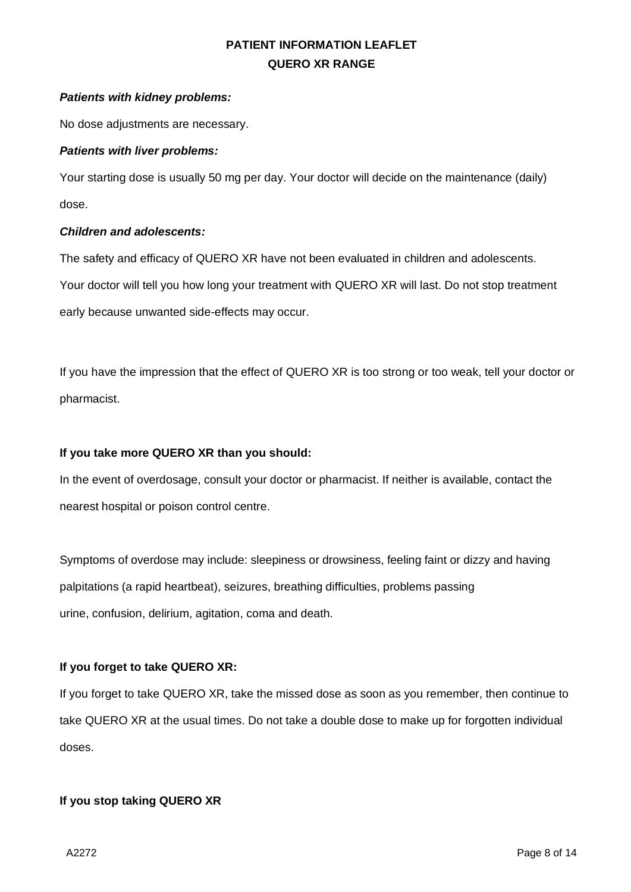***Patients with kidney problems:***

No dose adjustments are necessary.

***Patients with liver problems:***

Your starting dose is usually 50 mg per day. Your doctor will decide on the maintenance (daily) dose.

***Children and adolescents:***

The safety and efficacy of QUERO XR have not been evaluated in children and adolescents.
Your doctor will tell you how long your treatment with QUERO XR will last. Do not stop treatment early because unwanted side-effects may occur.

If you have the impression that the effect of QUERO XR is too strong or too weak, tell your doctor or pharmacist.

**If you take more QUERO XR than you should:**

In the event of overdosage, consult your doctor or pharmacist. If neither is available, contact the nearest hospital or poison control centre.

Symptoms of overdose may include: sleepiness or drowsiness, feeling faint or dizzy and having palpitations (a rapid heartbeat), seizures, breathing difficulties, problems passing urine, confusion, delirium, agitation, coma and death.

**If you forget to take QUERO XR:**

If you forget to take QUERO XR, take the missed dose as soon as you remember, then continue to take QUERO XR at the usual times. Do not take a double dose to make up for forgotten individual doses.

**If you stop taking QUERO XR**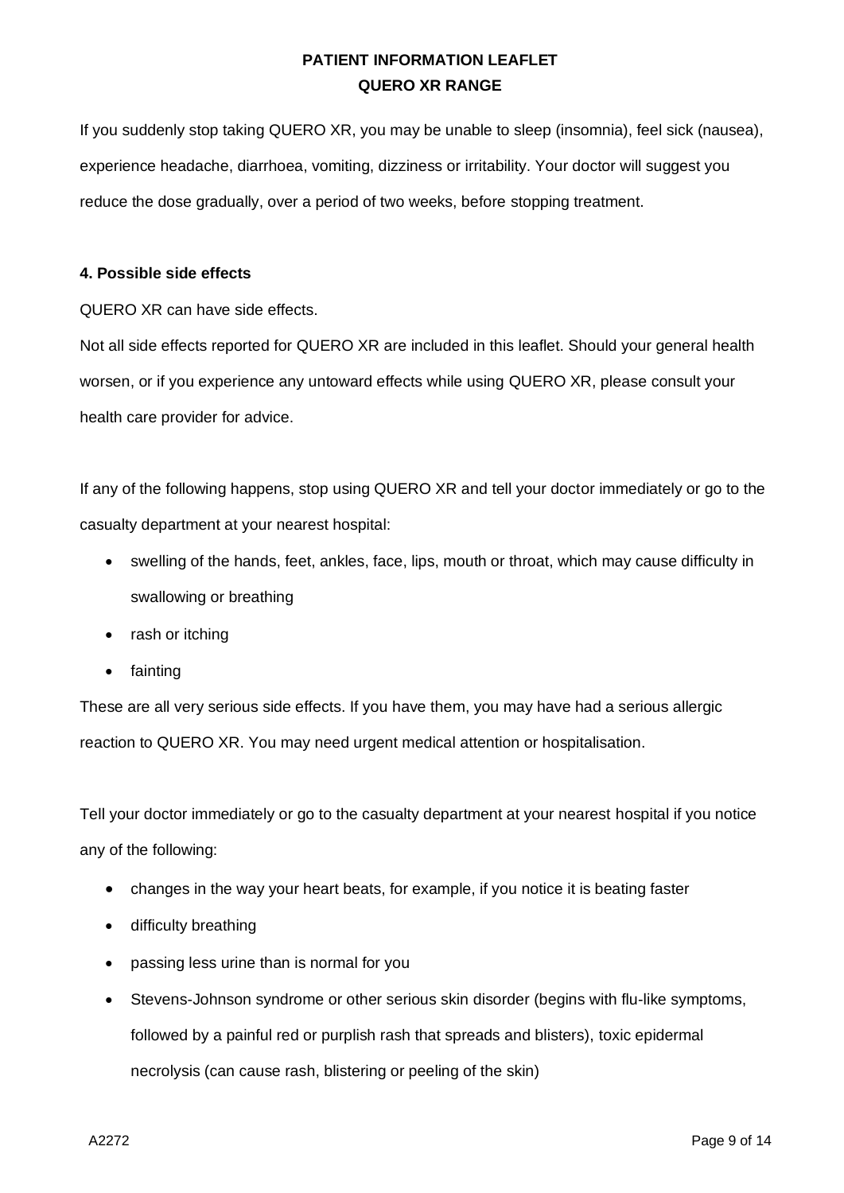If you suddenly stop taking QUERO XR, you may be unable to sleep (insomnia), feel sick (nausea), experience headache, diarrhoea, vomiting, dizziness or irritability. Your doctor will suggest you reduce the dose gradually, over a period of two weeks, before stopping treatment.

**4. Possible side effects**

QUERO XR can have side effects.

Not all side effects reported for QUERO XR are included in this leaflet. Should your general health worsen, or if you experience any untoward effects while using QUERO XR, please consult your health care provider for advice.

If any of the following happens, stop using QUERO XR and tell your doctor immediately or go to the casualty department at your nearest hospital:

- swelling of the hands, feet, ankles, face, lips, mouth or throat, which may cause difficulty in swallowing or breathing
- rash or itching
- fainting

These are all very serious side effects. If you have them, you may have had a serious allergic reaction to QUERO XR. You may need urgent medical attention or hospitalisation.

Tell your doctor immediately or go to the casualty department at your nearest hospital if you notice any of the following:

- changes in the way your heart beats, for example, if you notice it is beating faster
- difficulty breathing
- passing less urine than is normal for you
- Stevens-Johnson syndrome or other serious skin disorder (begins with flu-like symptoms, followed by a painful red or purplish rash that spreads and blisters), toxic epidermal necrolysis (can cause rash, blistering or peeling of the skin)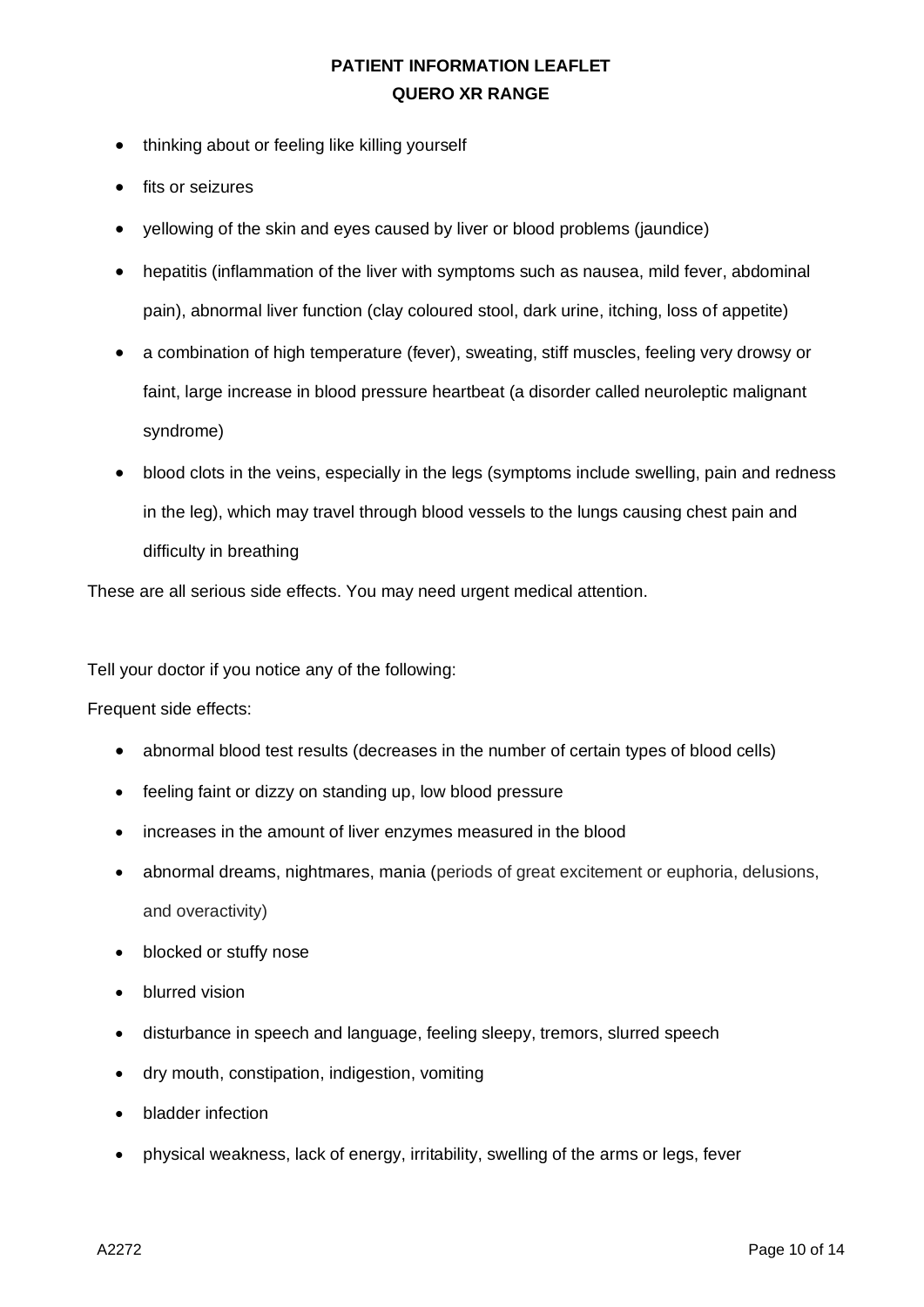- thinking about or feeling like killing yourself
- fits or seizures
- yellowing of the skin and eyes caused by liver or blood problems (jaundice)
- hepatitis (inflammation of the liver with symptoms such as nausea, mild fever, abdominal pain), abnormal liver function (clay coloured stool, dark urine, itching, loss of appetite)
- a combination of high temperature (fever), sweating, stiff muscles, feeling very drowsy or faint, large increase in blood pressure heartbeat (a disorder called neuroleptic malignant syndrome)
- blood clots in the veins, especially in the legs (symptoms include swelling, pain and redness in the leg), which may travel through blood vessels to the lungs causing chest pain and difficulty in breathing

These are all serious side effects. You may need urgent medical attention.

Tell your doctor if you notice any of the following:

Frequent side effects:

- abnormal blood test results (decreases in the number of certain types of blood cells)
- feeling faint or dizzy on standing up, low blood pressure
- increases in the amount of liver enzymes measured in the blood
- abnormal dreams, nightmares, mania (periods of great excitement or euphoria, delusions, and overactivity)
- blocked or stuffy nose
- blurred vision
- disturbance in speech and language, feeling sleepy, tremors, slurred speech
- dry mouth, constipation, indigestion, vomiting
- bladder infection
- physical weakness, lack of energy, irritability, swelling of the arms or legs, fever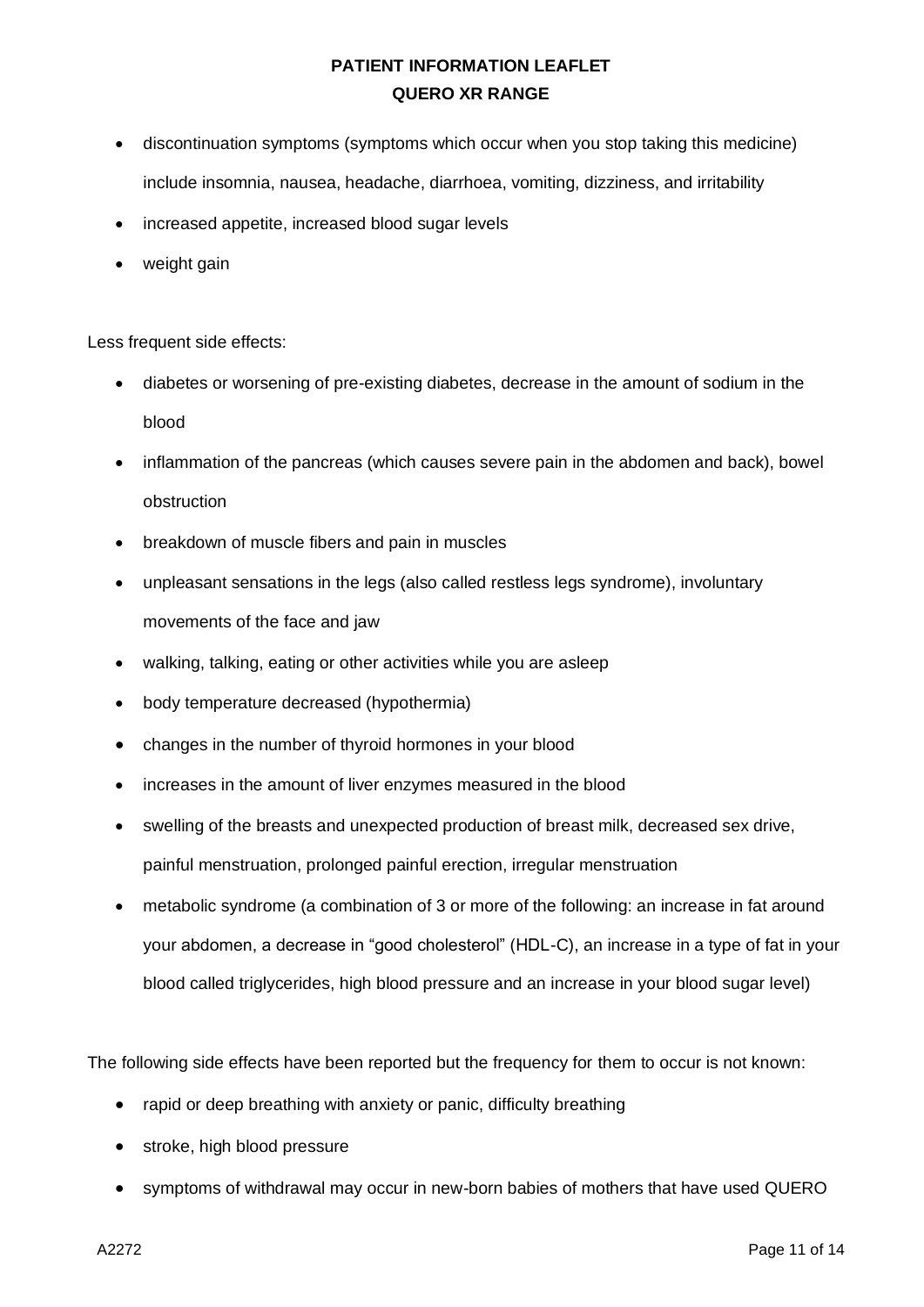- discontinuation symptoms (symptoms which occur when you stop taking this medicine) include insomnia, nausea, headache, diarrhoea, vomiting, dizziness, and irritability
- increased appetite, increased blood sugar levels
- weight gain

Less frequent side effects:

- diabetes or worsening of pre-existing diabetes, decrease in the amount of sodium in the blood
- inflammation of the pancreas (which causes severe pain in the abdomen and back), bowel obstruction
- breakdown of muscle fibers and pain in muscles
- unpleasant sensations in the legs (also called restless legs syndrome), involuntary movements of the face and jaw
- walking, talking, eating or other activities while you are asleep
- body temperature decreased (hypothermia)
- changes in the number of thyroid hormones in your blood
- increases in the amount of liver enzymes measured in the blood
- swelling of the breasts and unexpected production of breast milk, decreased sex drive, painful menstruation, prolonged painful erection, irregular menstruation
- metabolic syndrome (a combination of 3 or more of the following: an increase in fat around your abdomen, a decrease in "good cholesterol" (HDL-C), an increase in a type of fat in your blood called triglycerides, high blood pressure and an increase in your blood sugar level)

The following side effects have been reported but the frequency for them to occur is not known:

- rapid or deep breathing with anxiety or panic, difficulty breathing
- stroke, high blood pressure
- symptoms of withdrawal may occur in new-born babies of mothers that have used QUERO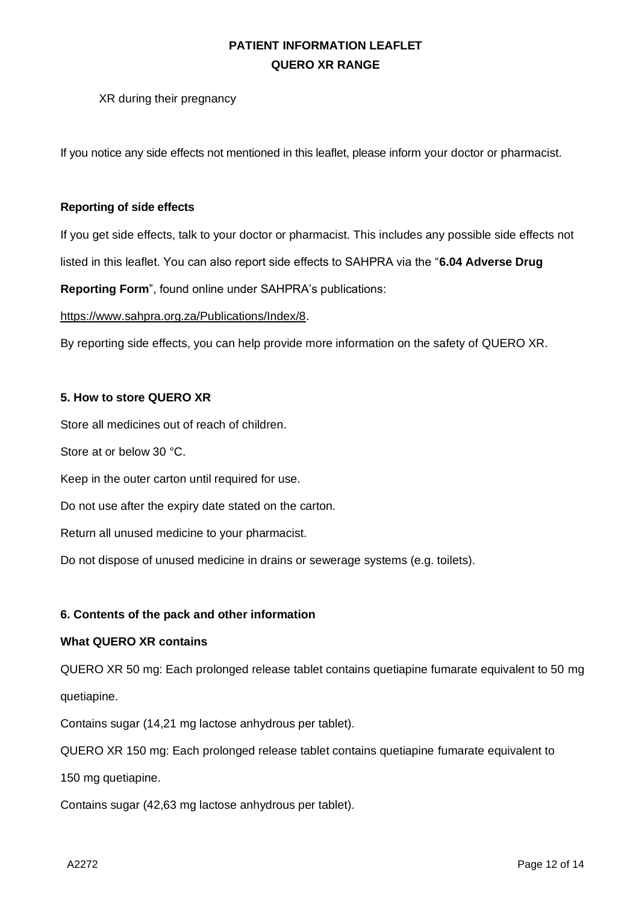XR during their pregnancy

If you notice any side effects not mentioned in this leaflet, please inform your doctor or pharmacist.

**Reporting of side effects**

If you get side effects, talk to your doctor or pharmacist. This includes any possible side effects not listed in this leaflet. You can also report side effects to SAHPRA via the "**6.04 Adverse Drug Reporting Form**", found online under SAHPRA's publications:

https://www.sahpra.org.za/Publications/Index/8.

By reporting side effects, you can help provide more information on the safety of QUERO XR.

**5. How to store QUERO XR**

Store all medicines out of reach of children.

Store at or below 30 °C.

Keep in the outer carton until required for use.

Do not use after the expiry date stated on the carton.

Return all unused medicine to your pharmacist.

Do not dispose of unused medicine in drains or sewerage systems (e.g. toilets).

**6. Contents of the pack and other information**

**What QUERO XR contains**

QUERO XR 50 mg: Each prolonged release tablet contains quetiapine fumarate equivalent to 50 mg quetiapine.

Contains sugar (14,21 mg lactose anhydrous per tablet).

QUERO XR 150 mg: Each prolonged release tablet contains quetiapine fumarate equivalent to 150 mg quetiapine.

Contains sugar (42,63 mg lactose anhydrous per tablet).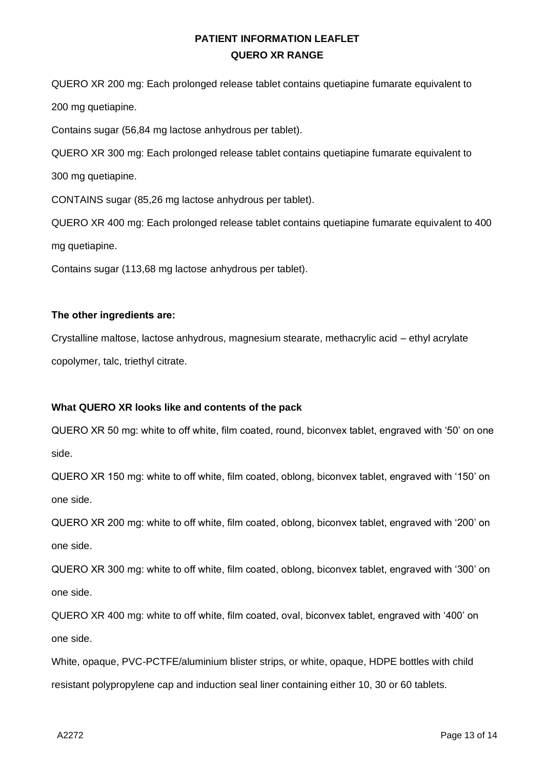QUERO XR 200 mg: Each prolonged release tablet contains quetiapine fumarate equivalent to 200 mg quetiapine.

Contains sugar (56,84 mg lactose anhydrous per tablet).

QUERO XR 300 mg: Each prolonged release tablet contains quetiapine fumarate equivalent to 300 mg quetiapine.

CONTAINS sugar (85,26 mg lactose anhydrous per tablet).

QUERO XR 400 mg: Each prolonged release tablet contains quetiapine fumarate equivalent to 400 mg quetiapine.

Contains sugar (113,68 mg lactose anhydrous per tablet).

**The other ingredients are:**

Crystalline maltose, lactose anhydrous, magnesium stearate, methacrylic acid – ethyl acrylate copolymer, talc, triethyl citrate.

**What QUERO XR looks like and contents of the pack**

QUERO XR 50 mg: white to off white, film coated, round, biconvex tablet, engraved with '50' on one side.

QUERO XR 150 mg: white to off white, film coated, oblong, biconvex tablet, engraved with '150' on one side.

QUERO XR 200 mg: white to off white, film coated, oblong, biconvex tablet, engraved with '200' on one side.

QUERO XR 300 mg: white to off white, film coated, oblong, biconvex tablet, engraved with '300' on one side.

QUERO XR 400 mg: white to off white, film coated, oval, biconvex tablet, engraved with '400' on one side.

White, opaque, PVC-PCTFE/aluminium blister strips, or white, opaque, HDPE bottles with child resistant polypropylene cap and induction seal liner containing either 10, 30 or 60 tablets.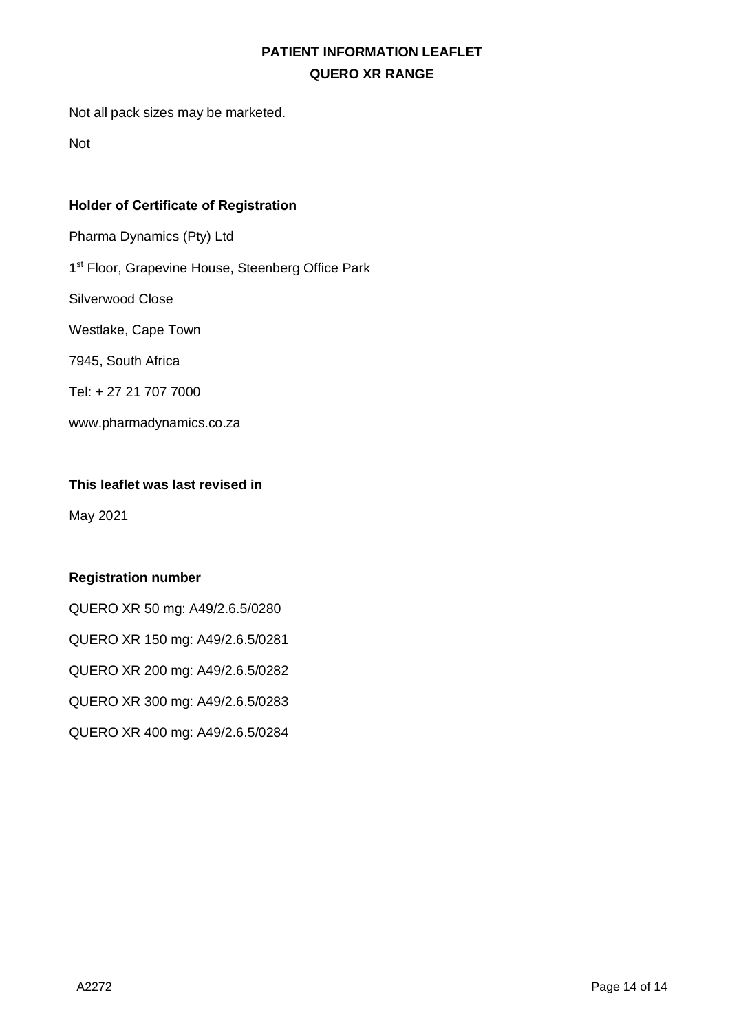Not all pack sizes may be marketed.

Not

**Holder of Certificate of Registration**

Pharma Dynamics (Pty) Ltd

1st Floor, Grapevine House, Steenberg Office Park

Silverwood Close

Westlake, Cape Town

7945, South Africa

Tel: + 27 21 707 7000

www.pharmadynamics.co.za

**This leaflet was last revised in**

May 2021

**Registration number**

QUERO XR 50 mg: A49/2.6.5/0280

QUERO XR 150 mg: A49/2.6.5/0281

QUERO XR 200 mg: A49/2.6.5/0282

QUERO XR 300 mg: A49/2.6.5/0283

QUERO XR 400 mg: A49/2.6.5/0284